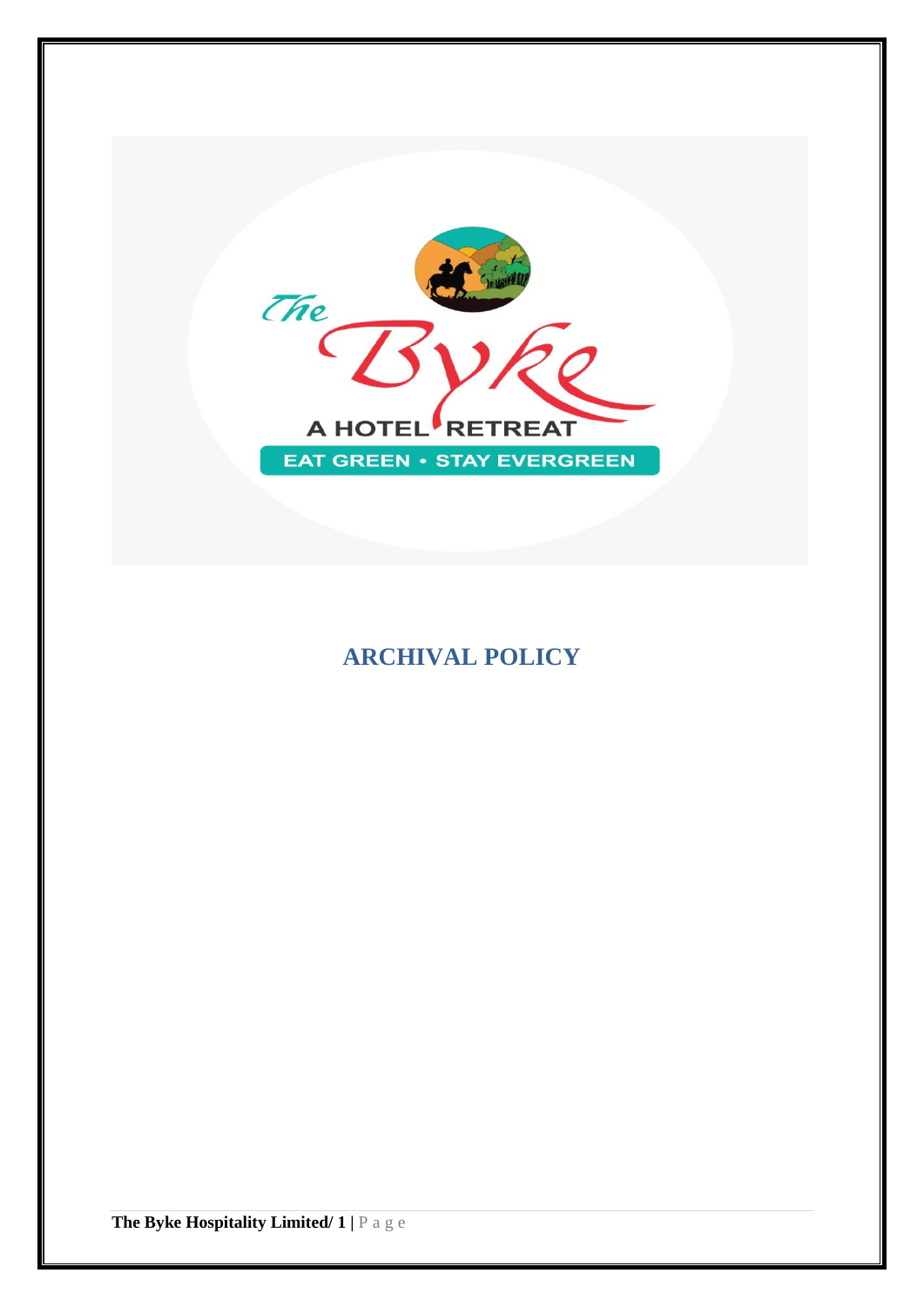# ARCHIVAL POLICY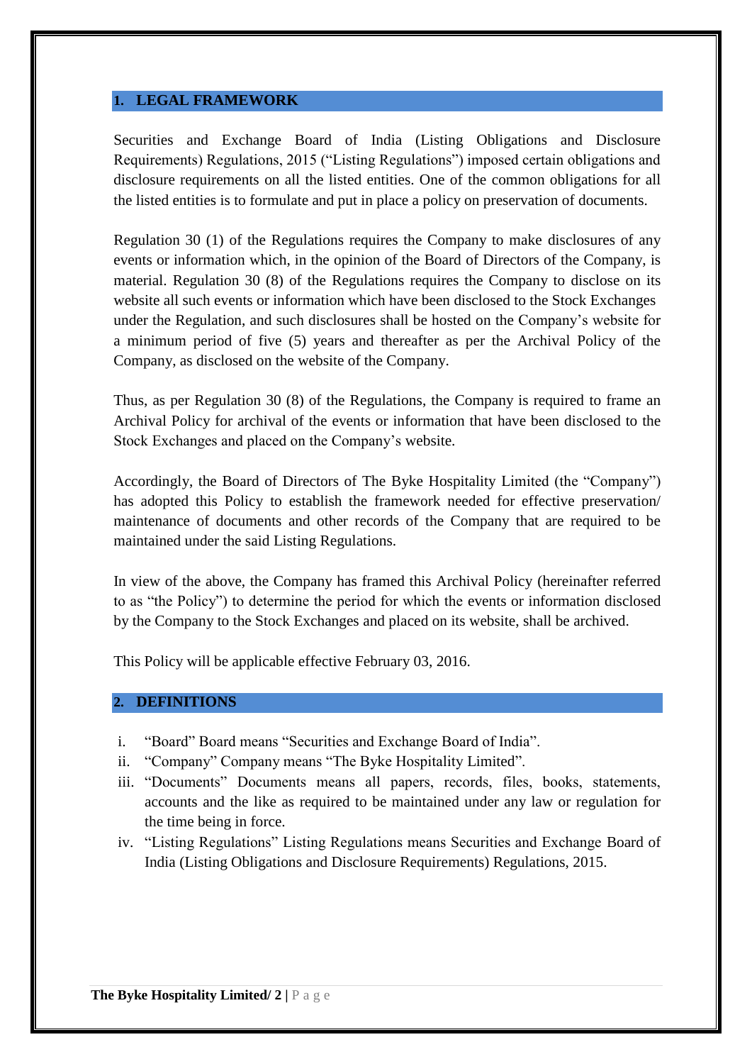## 1. LEGAL FRAMEWORK

Securities and Exchange Board of India (Listing Obligations and Disclosure Requirements) Regulations, 2015 ("Listing Regulations") imposed certain obligations and disclosure requirements on all the listed entities. One of the common obligations for all the listed entities is to formulate and put in place a policy on preservation of documents.

Regulation 30 (1) of the Regulations requires the Company to make disclosures of any events or information which, in the opinion of the Board of Directors of the Company, is material. Regulation 30 (8) of the Regulations requires the Company to disclose on its website all such events or information which have been disclosed to the Stock Exchanges under the Regulation, and such disclosures shall be hosted on the Company's website for a minimum period of five (5) years and thereafter as per the Archival Policy of the Company, as disclosed on the website of the Company.

Thus, as per Regulation 30 (8) of the Regulations, the Company is required to frame an Archival Policy for archival of the events or information that have been disclosed to the Stock Exchanges and placed on the Company's website.

Accordingly, the Board of Directors of The Byke Hospitality Limited (the "Company") has adopted this Policy to establish the framework needed for effective preservation/ maintenance of documents and other records of the Company that are required to be maintained under the said Listing Regulations.

In view of the above, the Company has framed this Archival Policy (hereinafter referred to as "the Policy") to determine the period for which the events or information disclosed by the Company to the Stock Exchanges and placed on its website, shall be archived.

This Policy will be applicable effective February 03, 2016.

## 2. DEFINITIONS

i. "Board" Board means "Securities and Exchange Board of India".
ii. "Company" Company means "The Byke Hospitality Limited".
iii. "Documents" Documents means all papers, records, files, books, statements, accounts and the like as required to be maintained under any law or regulation for the time being in force.
iv. "Listing Regulations" Listing Regulations means Securities and Exchange Board of India (Listing Obligations and Disclosure Requirements) Regulations, 2015.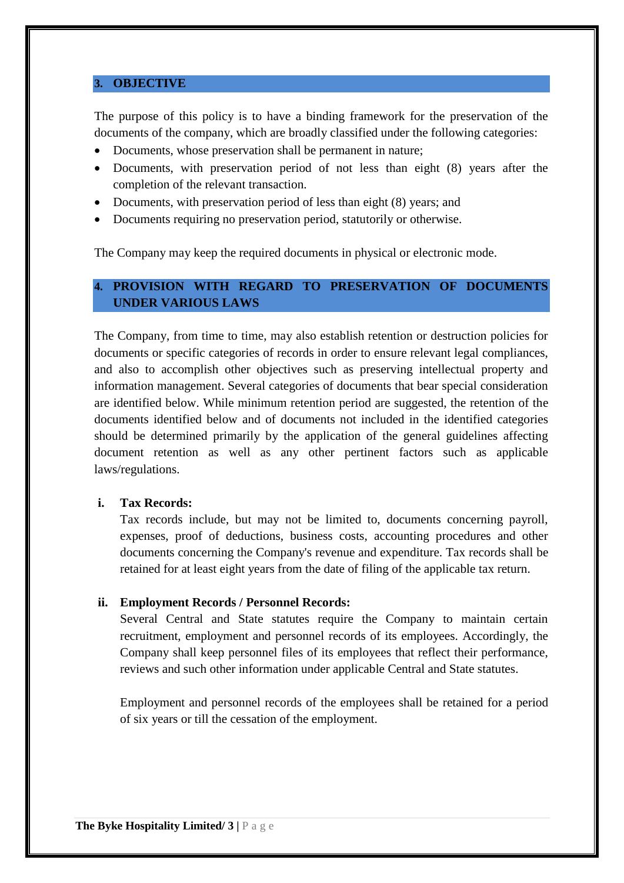## 3. OBJECTIVE

The purpose of this policy is to have a binding framework for the preservation of the documents of the company, which are broadly classified under the following categories:

- Documents, whose preservation shall be permanent in nature;
- Documents, with preservation period of not less than eight (8) years after the completion of the relevant transaction.
- Documents, with preservation period of less than eight (8) years; and
- Documents requiring no preservation period, statutorily or otherwise.

The Company may keep the required documents in physical or electronic mode.

## 4. PROVISION WITH REGARD TO PRESERVATION OF DOCUMENTS UNDER VARIOUS LAWS

The Company, from time to time, may also establish retention or destruction policies for documents or specific categories of records in order to ensure relevant legal compliances, and also to accomplish other objectives such as preserving intellectual property and information management. Several categories of documents that bear special consideration are identified below. While minimum retention period are suggested, the retention of the documents identified below and of documents not included in the identified categories should be determined primarily by the application of the general guidelines affecting document retention as well as any other pertinent factors such as applicable laws/regulations.

**i. Tax Records:**

Tax records include, but may not be limited to, documents concerning payroll, expenses, proof of deductions, business costs, accounting procedures and other documents concerning the Company's revenue and expenditure. Tax records shall be retained for at least eight years from the date of filing of the applicable tax return.

**ii. Employment Records / Personnel Records:**

Several Central and State statutes require the Company to maintain certain recruitment, employment and personnel records of its employees. Accordingly, the Company shall keep personnel files of its employees that reflect their performance, reviews and such other information under applicable Central and State statutes.

Employment and personnel records of the employees shall be retained for a period of six years or till the cessation of the employment.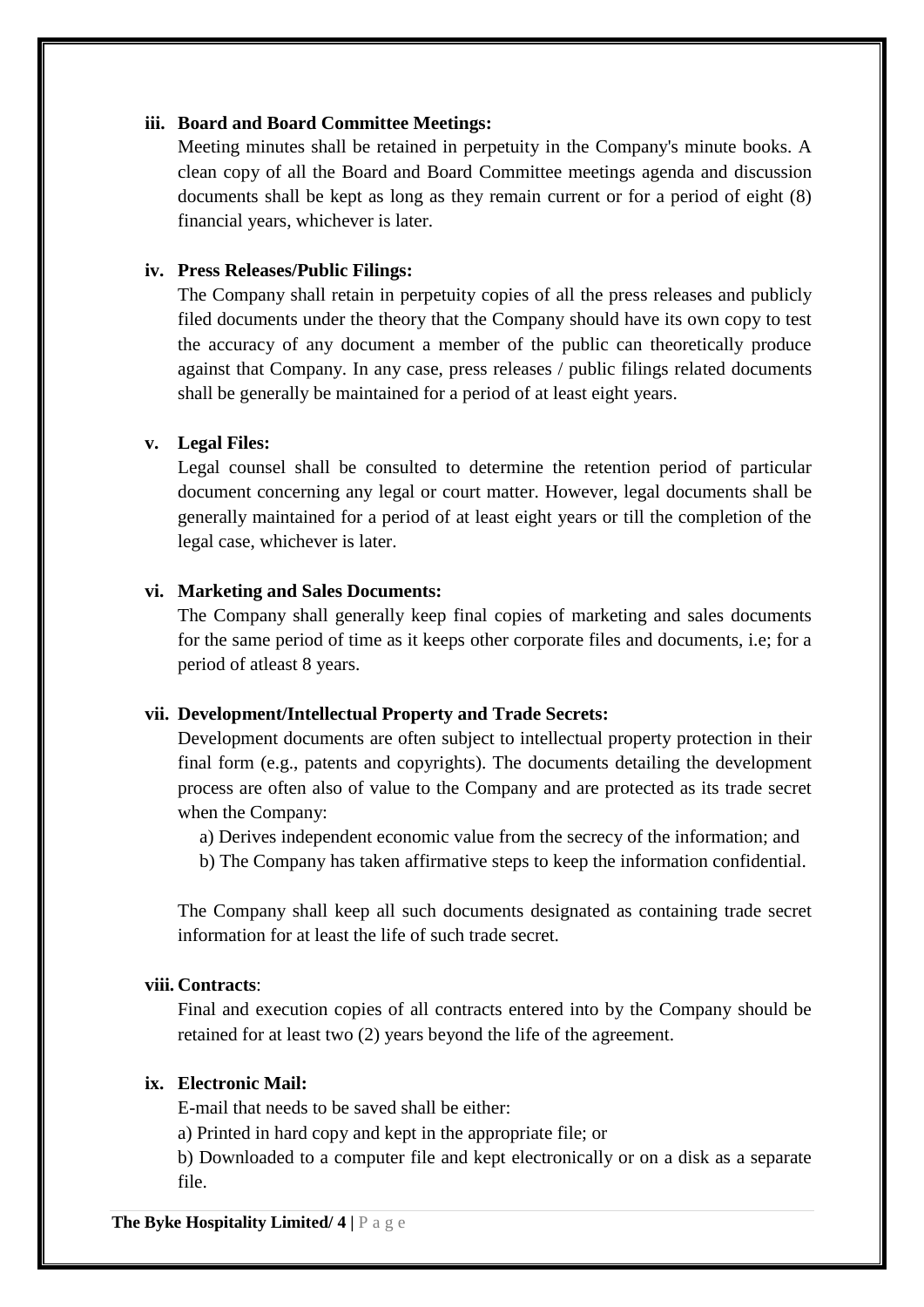**iii. Board and Board Committee Meetings:**

Meeting minutes shall be retained in perpetuity in the Company's minute books. A clean copy of all the Board and Board Committee meetings agenda and discussion documents shall be kept as long as they remain current or for a period of eight (8) financial years, whichever is later.

**iv. Press Releases/Public Filings:**

The Company shall retain in perpetuity copies of all the press releases and publicly filed documents under the theory that the Company should have its own copy to test the accuracy of any document a member of the public can theoretically produce against that Company. In any case, press releases / public filings related documents shall be generally be maintained for a period of at least eight years.

**v. Legal Files:**

Legal counsel shall be consulted to determine the retention period of particular document concerning any legal or court matter. However, legal documents shall be generally maintained for a period of at least eight years or till the completion of the legal case, whichever is later.

**vi. Marketing and Sales Documents:**

The Company shall generally keep final copies of marketing and sales documents for the same period of time as it keeps other corporate files and documents, i.e; for a period of atleast 8 years.

**vii. Development/Intellectual Property and Trade Secrets:**

Development documents are often subject to intellectual property protection in their final form (e.g., patents and copyrights). The documents detailing the development process are often also of value to the Company and are protected as its trade secret when the Company:

a) Derives independent economic value from the secrecy of the information; and
b) The Company has taken affirmative steps to keep the information confidential.

The Company shall keep all such documents designated as containing trade secret information for at least the life of such trade secret.

**viii. Contracts**:

Final and execution copies of all contracts entered into by the Company should be retained for at least two (2) years beyond the life of the agreement.

**ix. Electronic Mail:**

E-mail that needs to be saved shall be either:

a) Printed in hard copy and kept in the appropriate file; or

b) Downloaded to a computer file and kept electronically or on a disk as a separate file.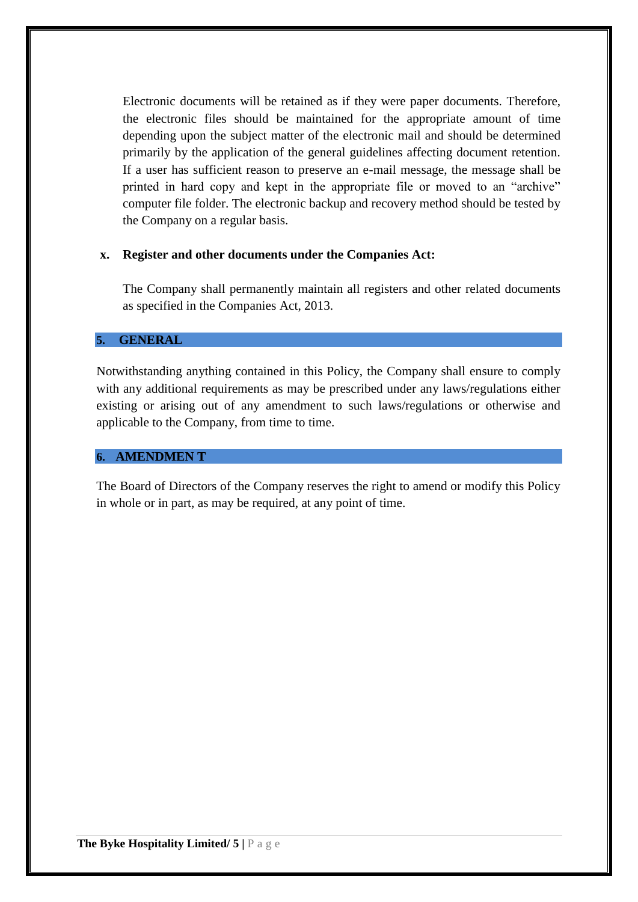Electronic documents will be retained as if they were paper documents. Therefore, the electronic files should be maintained for the appropriate amount of time depending upon the subject matter of the electronic mail and should be determined primarily by the application of the general guidelines affecting document retention. If a user has sufficient reason to preserve an e-mail message, the message shall be printed in hard copy and kept in the appropriate file or moved to an "archive" computer file folder. The electronic backup and recovery method should be tested by the Company on a regular basis.

**x. Register and other documents under the Companies Act:**

The Company shall permanently maintain all registers and other related documents as specified in the Companies Act, 2013.

## 5. GENERAL

Notwithstanding anything contained in this Policy, the Company shall ensure to comply with any additional requirements as may be prescribed under any laws/regulations either existing or arising out of any amendment to such laws/regulations or otherwise and applicable to the Company, from time to time.

## 6. AMENDMEN T

The Board of Directors of the Company reserves the right to amend or modify this Policy in whole or in part, as may be required, at any point of time.